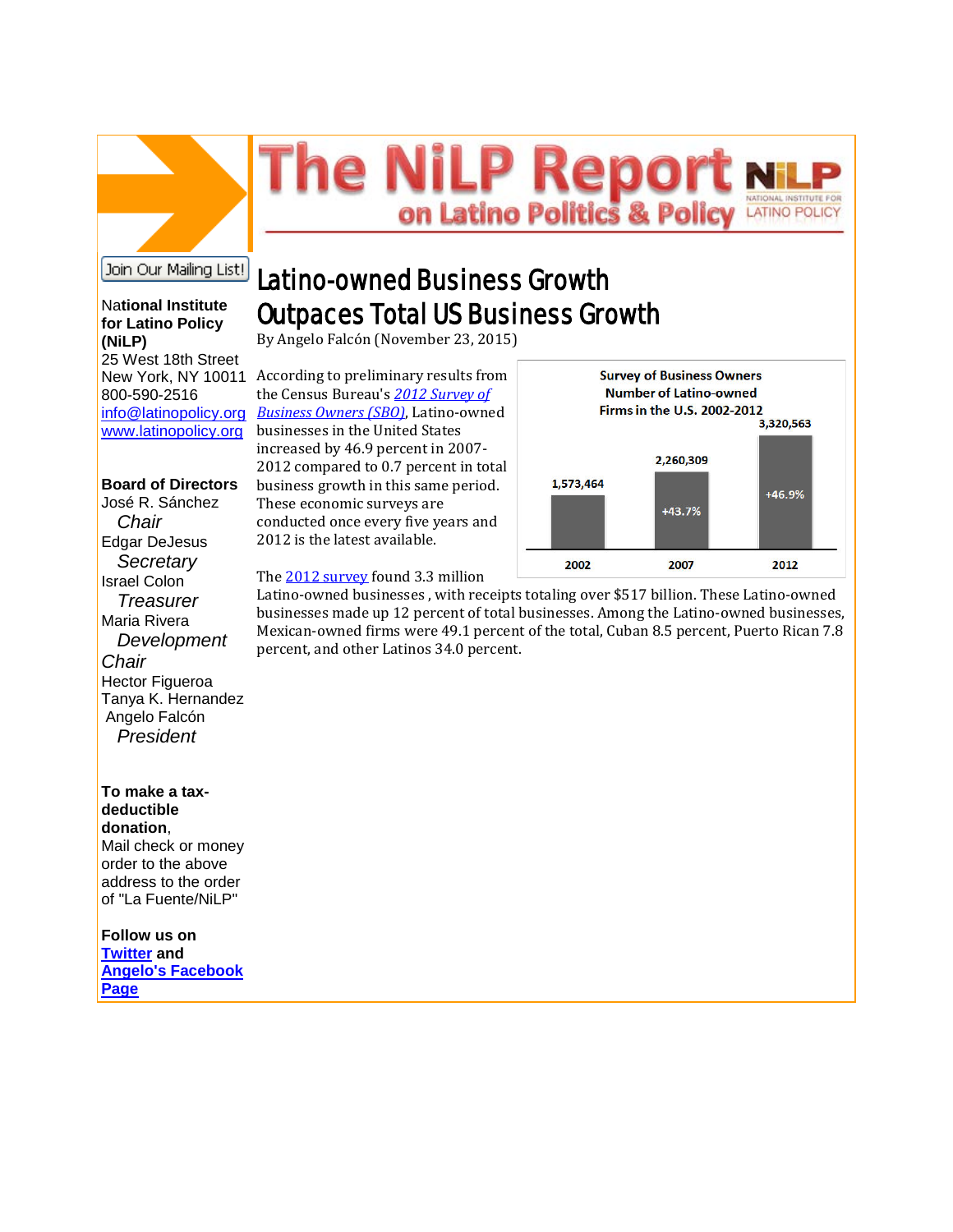# The NiLP Report on Latino Politics & Policy

NiLP NATIONAL INSTITUTE FOR LATINO POLICY

Join Our Mailing List!

**National Institute for Latino Policy (NiLP)**
25 West 18th Street
New York, NY 10011
800-590-2516
info@latinopolicy.org
www.latinopolicy.org

**Board of Directors**
José R. Sánchez
*Chair*
Edgar DeJesus
*Secretary*
Israel Colon
*Treasurer*
Maria Rivera
*Development Chair*
Hector Figueroa
Tanya K. Hernandez
Angelo Falcón
*President*

**To make a tax-deductible donation**,
Mail check or money order to the above address to the order of "La Fuente/NiLP"

**Follow us on Twitter and Angelo's Facebook Page**

## Latino-owned Business Growth Outpaces Total US Business Growth

By Angelo Falcón (November 23, 2015)

According to preliminary results from the Census Bureau's *2012 Survey of Business Owners (SBO)*, Latino-owned businesses in the United States increased by 46.9 percent in 2007-2012 compared to 0.7 percent in total business growth in this same period. These economic surveys are conducted once every five years and 2012 is the latest available.

**Survey of Business Owners
Number of Latino-owned Firms in the U.S. 2002-2012**

| Year | Number of firms | Change |
|---|---|---|
| 2002 | 1,573,464 | |
| 2007 | 2,260,309 | +43.7% |
| 2012 | 3,320,563 | +46.9% |

The 2012 survey found 3.3 million Latino-owned businesses , with receipts totaling over $517 billion. These Latino-owned businesses made up 12 percent of total businesses. Among the Latino-owned businesses, Mexican-owned firms were 49.1 percent of the total, Cuban 8.5 percent, Puerto Rican 7.8 percent, and other Latinos 34.0 percent.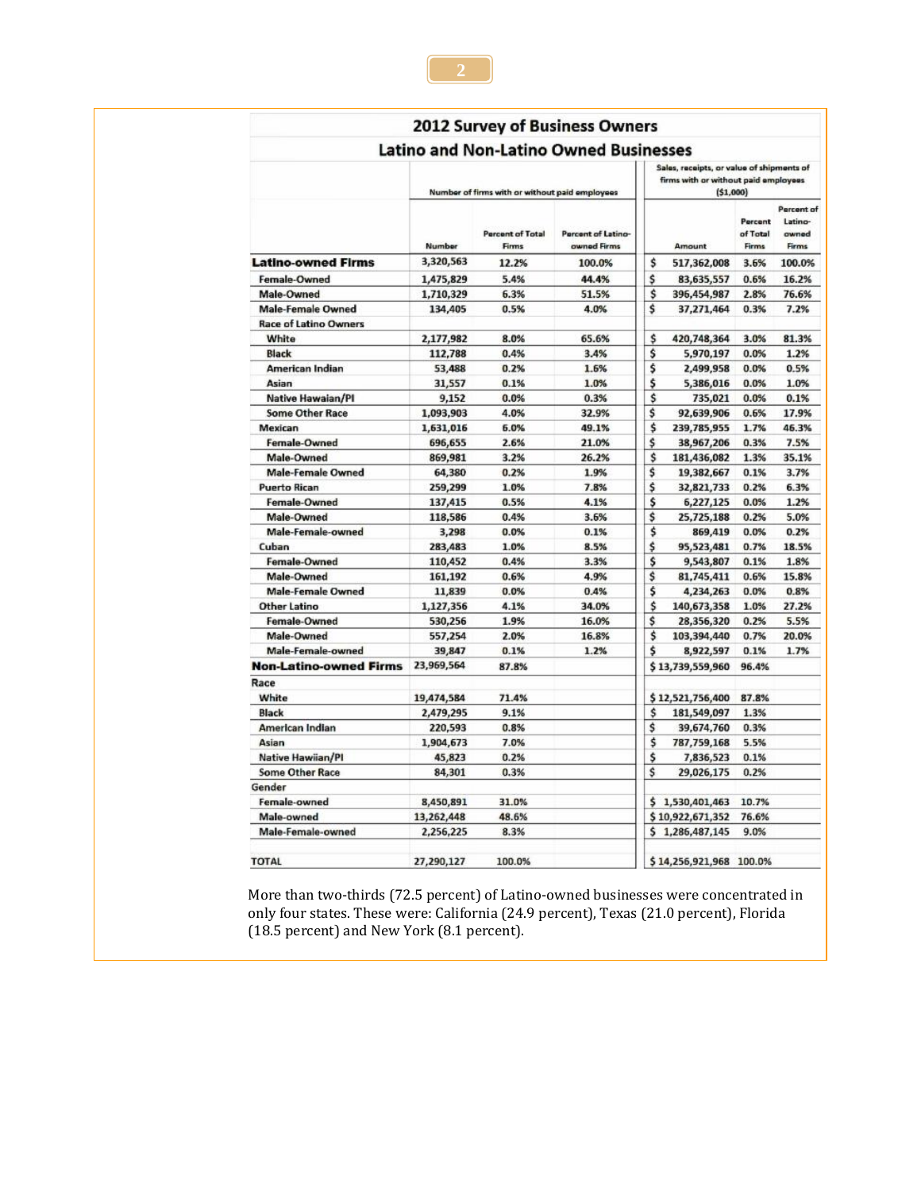## 2012 Survey of Business Owners

### Latino and Non-Latino Owned Businesses

| | Number of firms with or without paid employees | | | Sales, receipts, or value of shipments of firms with or without paid employees ($1,000) | | |
|---|---|---|---|---|---|---|
| | Number | Percent of Total Firms | Percent of Latino-owned Firms | Amount | Percent of Total Firms | Percent of Latino-owned Firms |
| **Latino-owned Firms** | 3,320,563 | 12.2% | 100.0% | $ 517,362,008 | 3.6% | 100.0% |
| Female-Owned | 1,475,829 | 5.4% | 44.4% | $ 83,635,557 | 0.6% | 16.2% |
| Male-Owned | 1,710,329 | 6.3% | 51.5% | $ 396,454,987 | 2.8% | 76.6% |
| Male-Female Owned | 134,405 | 0.5% | 4.0% | $ 37,271,464 | 0.3% | 7.2% |
| Race of Latino Owners | | | | | | |
| White | 2,177,982 | 8.0% | 65.6% | $ 420,748,364 | 3.0% | 81.3% |
| Black | 112,788 | 0.4% | 3.4% | $ 5,970,197 | 0.0% | 1.2% |
| American Indian | 53,488 | 0.2% | 1.6% | $ 2,499,958 | 0.0% | 0.5% |
| Asian | 31,557 | 0.1% | 1.0% | $ 5,386,016 | 0.0% | 1.0% |
| Native Hawaiian/PI | 9,152 | 0.0% | 0.3% | $ 735,021 | 0.0% | 0.1% |
| Some Other Race | 1,093,903 | 4.0% | 32.9% | $ 92,639,906 | 0.6% | 17.9% |
| Mexican | 1,631,016 | 6.0% | 49.1% | $ 239,785,955 | 1.7% | 46.3% |
| Female-Owned | 696,655 | 2.6% | 21.0% | $ 38,967,206 | 0.3% | 7.5% |
| Male-Owned | 869,981 | 3.2% | 26.2% | $ 181,436,082 | 1.3% | 35.1% |
| Male-Female Owned | 64,380 | 0.2% | 1.9% | $ 19,382,667 | 0.1% | 3.7% |
| Puerto Rican | 259,299 | 1.0% | 7.8% | $ 32,821,733 | 0.2% | 6.3% |
| Female-Owned | 137,415 | 0.5% | 4.1% | $ 6,227,125 | 0.0% | 1.2% |
| Male-Owned | 118,586 | 0.4% | 3.6% | $ 25,725,188 | 0.2% | 5.0% |
| Male-Female-owned | 3,298 | 0.0% | 0.1% | $ 869,419 | 0.0% | 0.2% |
| Cuban | 283,483 | 1.0% | 8.5% | $ 95,523,481 | 0.7% | 18.5% |
| Female-Owned | 110,452 | 0.4% | 3.3% | $ 9,543,807 | 0.1% | 1.8% |
| Male-Owned | 161,192 | 0.6% | 4.9% | $ 81,745,411 | 0.6% | 15.8% |
| Male-Female Owned | 11,839 | 0.0% | 0.4% | $ 4,234,263 | 0.0% | 0.8% |
| Other Latino | 1,127,356 | 4.1% | 34.0% | $ 140,673,358 | 1.0% | 27.2% |
| Female-Owned | 530,256 | 1.9% | 16.0% | $ 28,356,320 | 0.2% | 5.5% |
| Male-Owned | 557,254 | 2.0% | 16.8% | $ 103,394,440 | 0.7% | 20.0% |
| Male-Female-owned | 39,847 | 0.1% | 1.2% | $ 8,922,597 | 0.1% | 1.7% |
| **Non-Latino-owned Firms** | 23,969,564 | 87.8% | | $ 13,739,559,960 | 96.4% | |
| Race | | | | | | |
| White | 19,474,584 | 71.4% | | $ 12,521,756,400 | 87.8% | |
| Black | 2,479,295 | 9.1% | | $ 181,549,097 | 1.3% | |
| American Indian | 220,593 | 0.8% | | $ 39,674,760 | 0.3% | |
| Asian | 1,904,673 | 7.0% | | $ 787,759,168 | 5.5% | |
| Native Hawiian/PI | 45,823 | 0.2% | | $ 7,836,523 | 0.1% | |
| Some Other Race | 84,301 | 0.3% | | $ 29,026,175 | 0.2% | |
| Gender | | | | | | |
| Female-owned | 8,450,891 | 31.0% | | $ 1,530,401,463 | 10.7% | |
| Male-owned | 13,262,448 | 48.6% | | $ 10,922,671,352 | 76.6% | |
| Male-Female-owned | 2,256,225 | 8.3% | | $ 1,286,487,145 | 9.0% | |
| **TOTAL** | 27,290,127 | 100.0% | | $ 14,256,921,968 | 100.0% | |

More than two-thirds (72.5 percent) of Latino-owned businesses were concentrated in only four states. These were: California (24.9 percent), Texas (21.0 percent), Florida (18.5 percent) and New York (8.1 percent).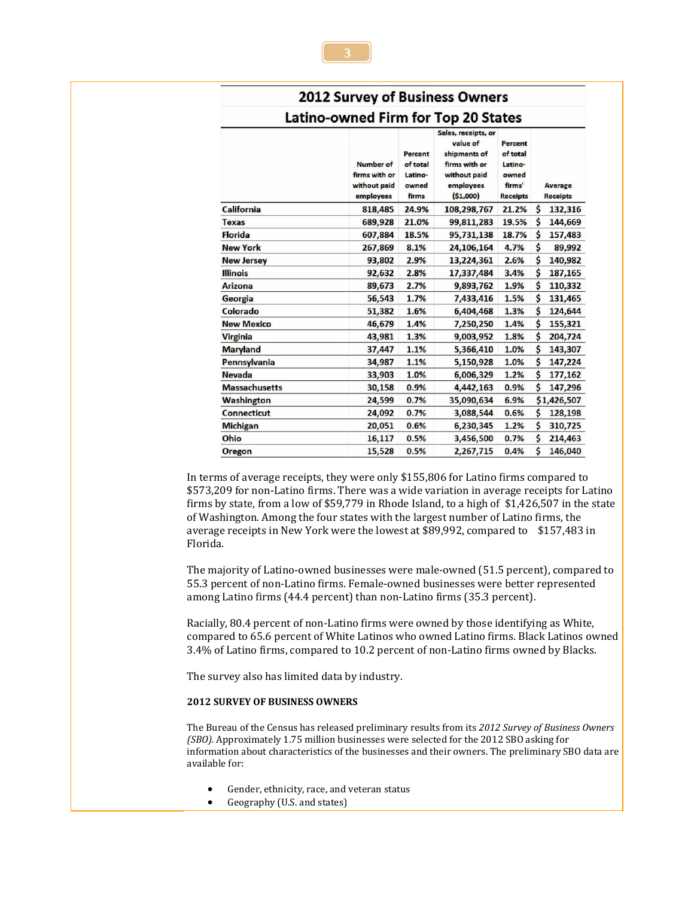## 2012 Survey of Business Owners

### Latino-owned Firm for Top 20 States

| | Number of firms with or without paid employees | Percent of total Latino-owned firms | Sales, receipts, or value of shipments of firms with or without paid employees ($1,000) | Percent of total Latino-owned firms' Receipts | Average Receipts |
|---|---|---|---|---|---|
| California | 818,485 | 24.9% | 108,298,767 | 21.2% | $ 132,316 |
| Texas | 689,928 | 21.0% | 99,811,283 | 19.5% | $ 144,669 |
| Florida | 607,884 | 18.5% | 95,731,138 | 18.7% | $ 157,483 |
| New York | 267,869 | 8.1% | 24,106,164 | 4.7% | $ 89,992 |
| New Jersey | 93,802 | 2.9% | 13,224,361 | 2.6% | $ 140,982 |
| Illinois | 92,632 | 2.8% | 17,337,484 | 3.4% | $ 187,165 |
| Arizona | 89,673 | 2.7% | 9,893,762 | 1.9% | $ 110,332 |
| Georgia | 56,543 | 1.7% | 7,433,416 | 1.5% | $ 131,465 |
| Colorado | 51,382 | 1.6% | 6,404,468 | 1.3% | $ 124,644 |
| New Mexico | 46,679 | 1.4% | 7,250,250 | 1.4% | $ 155,321 |
| Virginia | 43,981 | 1.3% | 9,003,952 | 1.8% | $ 204,724 |
| Maryland | 37,447 | 1.1% | 5,366,410 | 1.0% | $ 143,307 |
| Pennsylvania | 34,987 | 1.1% | 5,150,928 | 1.0% | $ 147,224 |
| Nevada | 33,903 | 1.0% | 6,006,329 | 1.2% | $ 177,162 |
| Massachusetts | 30,158 | 0.9% | 4,442,163 | 0.9% | $ 147,296 |
| Washington | 24,599 | 0.7% | 35,090,634 | 6.9% | $1,426,507 |
| Connecticut | 24,092 | 0.7% | 3,088,544 | 0.6% | $ 128,198 |
| Michigan | 20,051 | 0.6% | 6,230,345 | 1.2% | $ 310,725 |
| Ohio | 16,117 | 0.5% | 3,456,500 | 0.7% | $ 214,463 |
| Oregon | 15,528 | 0.5% | 2,267,715 | 0.4% | $ 146,040 |

In terms of average receipts, they were only $155,806 for Latino firms compared to $573,209 for non-Latino firms. There was a wide variation in average receipts for Latino firms by state, from a low of $59,779 in Rhode Island, to a high of $1,426,507 in the state of Washington. Among the four states with the largest number of Latino firms, the average receipts in New York were the lowest at $89,992, compared to $157,483 in Florida.

The majority of Latino-owned businesses were male-owned (51.5 percent), compared to 55.3 percent of non-Latino firms. Female-owned businesses were better represented among Latino firms (44.4 percent) than non-Latino firms (35.3 percent).

Racially, 80.4 percent of non-Latino firms were owned by those identifying as White, compared to 65.6 percent of White Latinos who owned Latino firms. Black Latinos owned 3.4% of Latino firms, compared to 10.2 percent of non-Latino firms owned by Blacks.

The survey also has limited data by industry.

**2012 SURVEY OF BUSINESS OWNERS**

The Bureau of the Census has released preliminary results from its *2012 Survey of Business Owners (SBO).* Approximately 1.75 million businesses were selected for the 2012 SBO asking for information about characteristics of the businesses and their owners. The preliminary SBO data are available for:

- Gender, ethnicity, race, and veteran status
- Geography (U.S. and states)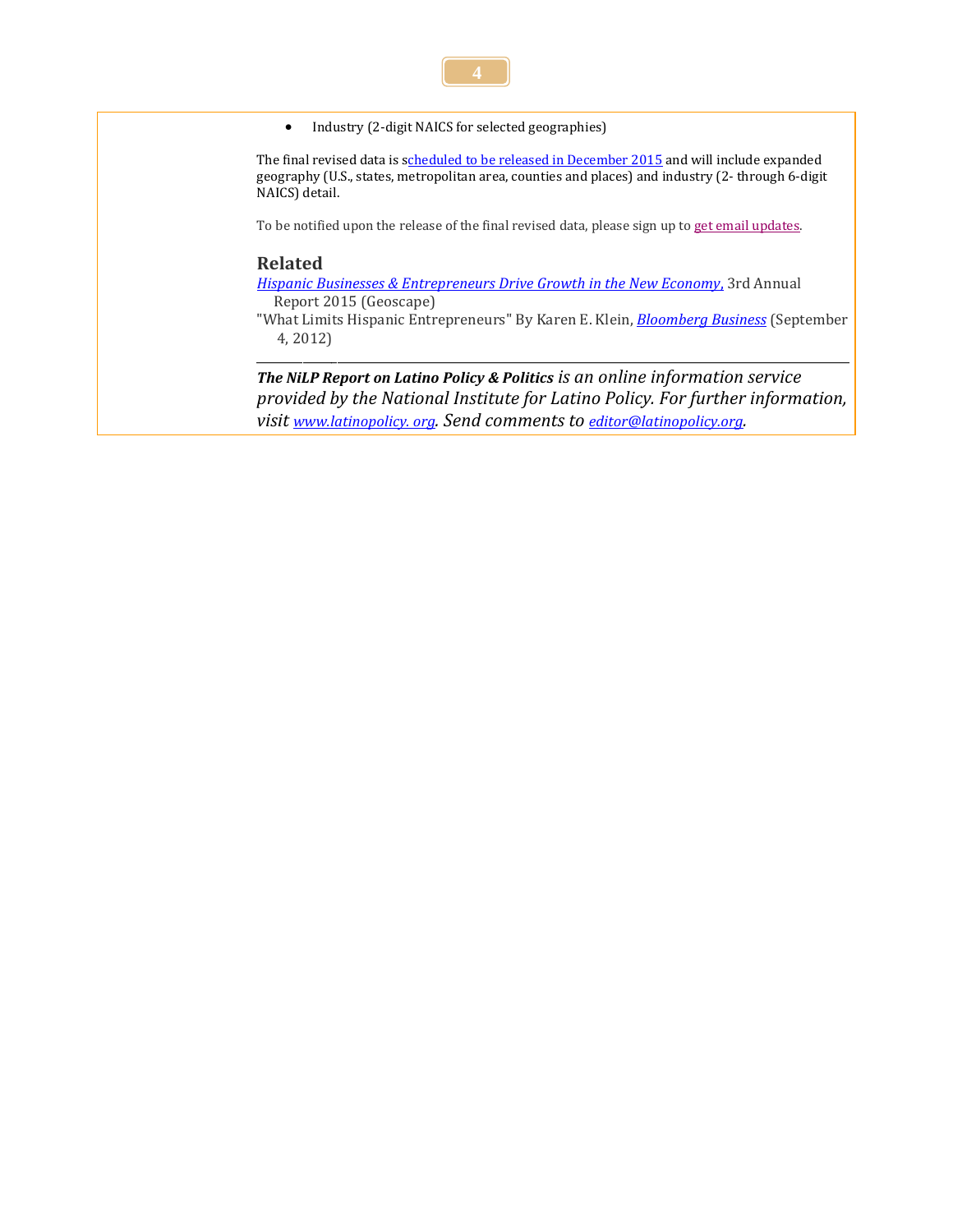- Industry (2-digit NAICS for selected geographies)

The final revised data is scheduled to be released in December 2015 and will include expanded geography (U.S., states, metropolitan area, counties and places) and industry (2- through 6-digit NAICS) detail.

To be notified upon the release of the final revised data, please sign up to get email updates.

## Related

*Hispanic Businesses & Entrepreneurs Drive Growth in the New Economy*, 3rd Annual Report 2015 (Geoscape)

"What Limits Hispanic Entrepreneurs" By Karen E. Klein, *Bloomberg Business* (September 4, 2012)

---

***The NiLP Report on Latino Policy & Politics** is an online information service provided by the National Institute for Latino Policy. For further information, visit www.latinopolicy. org. Send comments to editor@latinopolicy.org.*